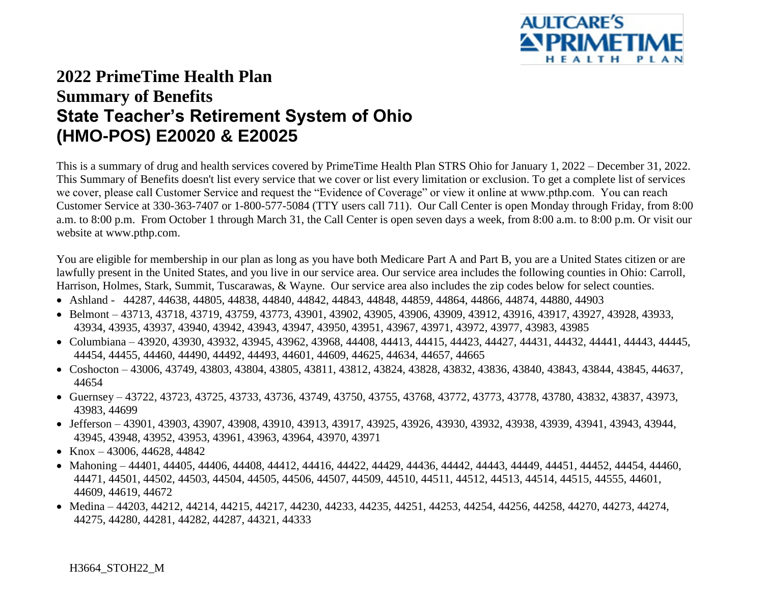# 2022 PrimeTime Health Plan
# Summary of Benefits
# State Teacher's Retirement System of Ohio
# (HMO-POS) E20020 & E20025

This is a summary of drug and health services covered by PrimeTime Health Plan STRS Ohio for January 1, 2022 – December 31, 2022. This Summary of Benefits doesn't list every service that we cover or list every limitation or exclusion. To get a complete list of services we cover, please call Customer Service and request the "Evidence of Coverage" or view it online at www.pthp.com. You can reach Customer Service at 330-363-7407 or 1-800-577-5084 (TTY users call 711). Our Call Center is open Monday through Friday, from 8:00 a.m. to 8:00 p.m. From October 1 through March 31, the Call Center is open seven days a week, from 8:00 a.m. to 8:00 p.m. Or visit our website at www.pthp.com.

You are eligible for membership in our plan as long as you have both Medicare Part A and Part B, you are a United States citizen or are lawfully present in the United States, and you live in our service area. Our service area includes the following counties in Ohio: Carroll, Harrison, Holmes, Stark, Summit, Tuscarawas, & Wayne. Our service area also includes the zip codes below for select counties.

- Ashland - 44287, 44638, 44805, 44838, 44840, 44842, 44843, 44848, 44859, 44864, 44866, 44874, 44880, 44903
- Belmont – 43713, 43718, 43719, 43759, 43773, 43901, 43902, 43905, 43906, 43909, 43912, 43916, 43917, 43927, 43928, 43933, 43934, 43935, 43937, 43940, 43942, 43943, 43947, 43950, 43951, 43967, 43971, 43972, 43977, 43983, 43985
- Columbiana – 43920, 43930, 43932, 43945, 43962, 43968, 44408, 44413, 44415, 44423, 44427, 44431, 44432, 44441, 44443, 44445, 44454, 44455, 44460, 44490, 44492, 44493, 44601, 44609, 44625, 44634, 44657, 44665
- Coshocton – 43006, 43749, 43803, 43804, 43805, 43811, 43812, 43824, 43828, 43832, 43836, 43840, 43843, 43844, 43845, 44637, 44654
- Guernsey – 43722, 43723, 43725, 43733, 43736, 43749, 43750, 43755, 43768, 43772, 43773, 43778, 43780, 43832, 43837, 43973, 43983, 44699
- Jefferson – 43901, 43903, 43907, 43908, 43910, 43913, 43917, 43925, 43926, 43930, 43932, 43938, 43939, 43941, 43943, 43944, 43945, 43948, 43952, 43953, 43961, 43963, 43964, 43970, 43971
- Knox – 43006, 44628, 44842
- Mahoning – 44401, 44405, 44406, 44408, 44412, 44416, 44422, 44429, 44436, 44442, 44443, 44449, 44451, 44452, 44454, 44460, 44471, 44501, 44502, 44503, 44504, 44505, 44506, 44507, 44509, 44510, 44511, 44512, 44513, 44514, 44515, 44555, 44601, 44609, 44619, 44672
- Medina – 44203, 44212, 44214, 44215, 44217, 44230, 44233, 44235, 44251, 44253, 44254, 44256, 44258, 44270, 44273, 44274, 44275, 44280, 44281, 44282, 44287, 44321, 44333

H3664_STOH22_M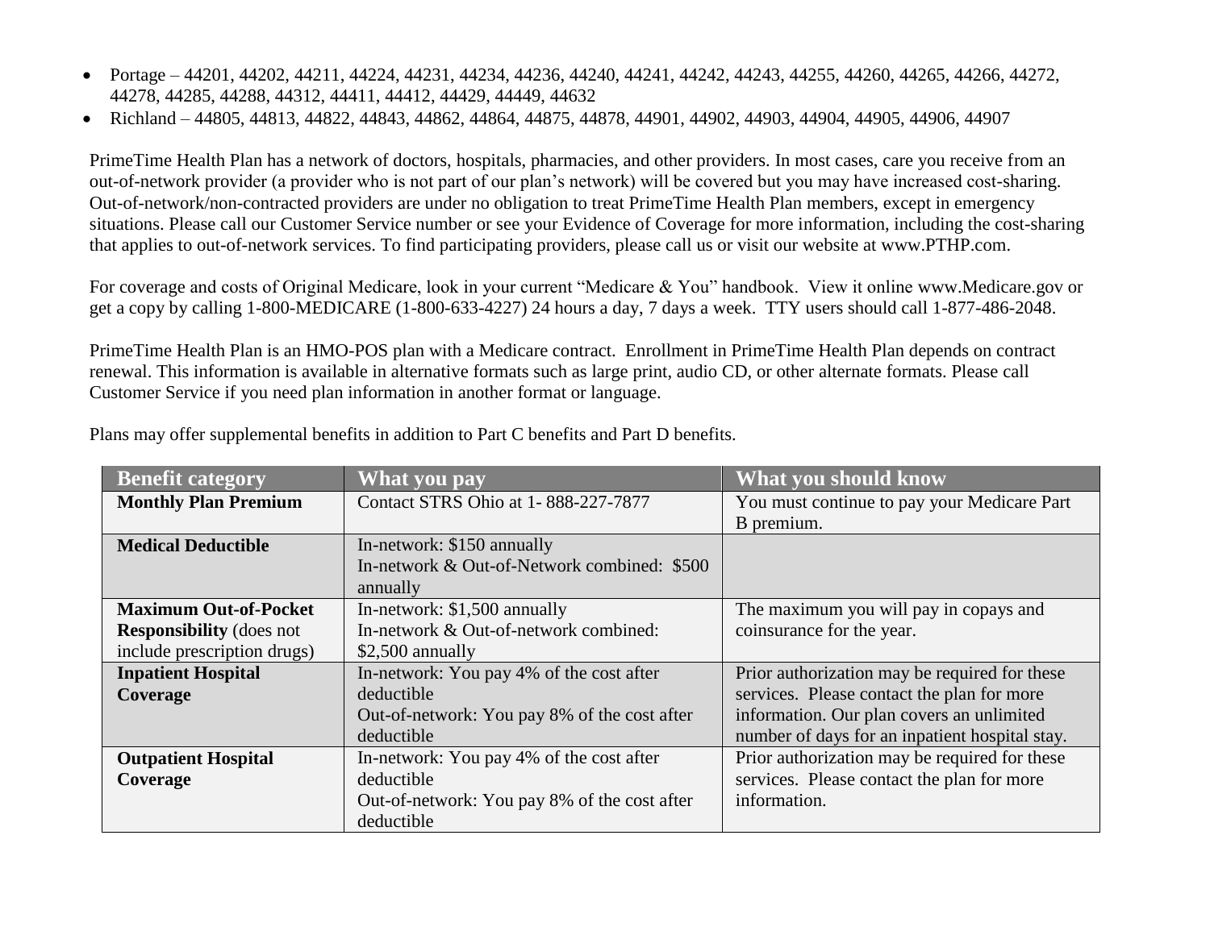- Portage – 44201, 44202, 44211, 44224, 44231, 44234, 44236, 44240, 44241, 44242, 44243, 44255, 44260, 44265, 44266, 44272, 44278, 44285, 44288, 44312, 44411, 44412, 44429, 44449, 44632
- Richland – 44805, 44813, 44822, 44843, 44862, 44864, 44875, 44878, 44901, 44902, 44903, 44904, 44905, 44906, 44907

PrimeTime Health Plan has a network of doctors, hospitals, pharmacies, and other providers. In most cases, care you receive from an out-of-network provider (a provider who is not part of our plan's network) will be covered but you may have increased cost-sharing. Out-of-network/non-contracted providers are under no obligation to treat PrimeTime Health Plan members, except in emergency situations. Please call our Customer Service number or see your Evidence of Coverage for more information, including the cost-sharing that applies to out-of-network services. To find participating providers, please call us or visit our website at www.PTHP.com.

For coverage and costs of Original Medicare, look in your current "Medicare & You" handbook. View it online www.Medicare.gov or get a copy by calling 1-800-MEDICARE (1-800-633-4227) 24 hours a day, 7 days a week. TTY users should call 1-877-486-2048.

PrimeTime Health Plan is an HMO-POS plan with a Medicare contract. Enrollment in PrimeTime Health Plan depends on contract renewal. This information is available in alternative formats such as large print, audio CD, or other alternate formats. Please call Customer Service if you need plan information in another format or language.

Plans may offer supplemental benefits in addition to Part C benefits and Part D benefits.

| Benefit category | What you pay | What you should know |
|---|---|---|
| **Monthly Plan Premium** | Contact STRS Ohio at 1- 888-227-7877 | You must continue to pay your Medicare Part B premium. |
| **Medical Deductible** | In-network: $150 annually<br>In-network & Out-of-Network combined: $500 annually | |
| **Maximum Out-of-Pocket Responsibility** (does not include prescription drugs) | In-network: $1,500 annually<br>In-network & Out-of-network combined: $2,500 annually | The maximum you will pay in copays and coinsurance for the year. |
| **Inpatient Hospital Coverage** | In-network: You pay 4% of the cost after deductible<br>Out-of-network: You pay 8% of the cost after deductible | Prior authorization may be required for these services. Please contact the plan for more information. Our plan covers an unlimited number of days for an inpatient hospital stay. |
| **Outpatient Hospital Coverage** | In-network: You pay 4% of the cost after deductible<br>Out-of-network: You pay 8% of the cost after deductible | Prior authorization may be required for these services. Please contact the plan for more information. |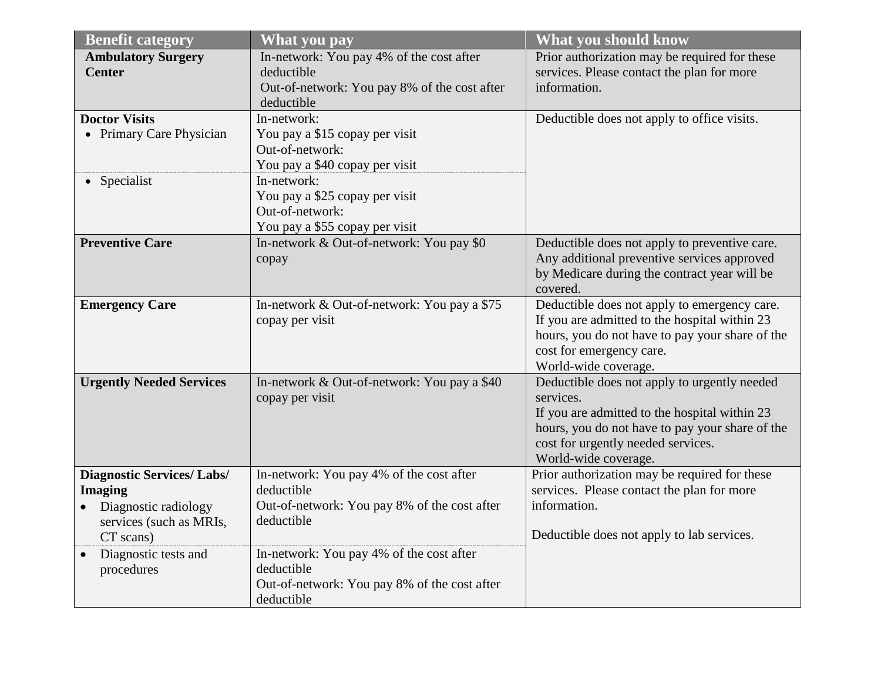| Benefit category | What you pay | What you should know |
|---|---|---|
| **Ambulatory Surgery Center** | In-network: You pay 4% of the cost after deductible<br>Out-of-network: You pay 8% of the cost after deductible | Prior authorization may be required for these services. Please contact the plan for more information. |
| **Doctor Visits**<br>• Primary Care Physician | In-network:<br>You pay a $15 copay per visit<br>Out-of-network:<br>You pay a $40 copay per visit | Deductible does not apply to office visits. |
| • Specialist | In-network:<br>You pay a $25 copay per visit<br>Out-of-network:<br>You pay a $55 copay per visit | |
| **Preventive Care** | In-network & Out-of-network: You pay $0 copay | Deductible does not apply to preventive care.<br>Any additional preventive services approved by Medicare during the contract year will be covered. |
| **Emergency Care** | In-network & Out-of-network: You pay a $75 copay per visit | Deductible does not apply to emergency care.<br>If you are admitted to the hospital within 23 hours, you do not have to pay your share of the cost for emergency care.<br>World-wide coverage. |
| **Urgently Needed Services** | In-network & Out-of-network: You pay a $40 copay per visit | Deductible does not apply to urgently needed services.<br>If you are admitted to the hospital within 23 hours, you do not have to pay your share of the cost for urgently needed services.<br>World-wide coverage. |
| **Diagnostic Services/ Labs/ Imaging**<br>• Diagnostic radiology services (such as MRIs, CT scans) | In-network: You pay 4% of the cost after deductible<br>Out-of-network: You pay 8% of the cost after deductible | Prior authorization may be required for these services. Please contact the plan for more information.<br><br>Deductible does not apply to lab services. |
| • Diagnostic tests and procedures | In-network: You pay 4% of the cost after deductible<br>Out-of-network: You pay 8% of the cost after deductible | |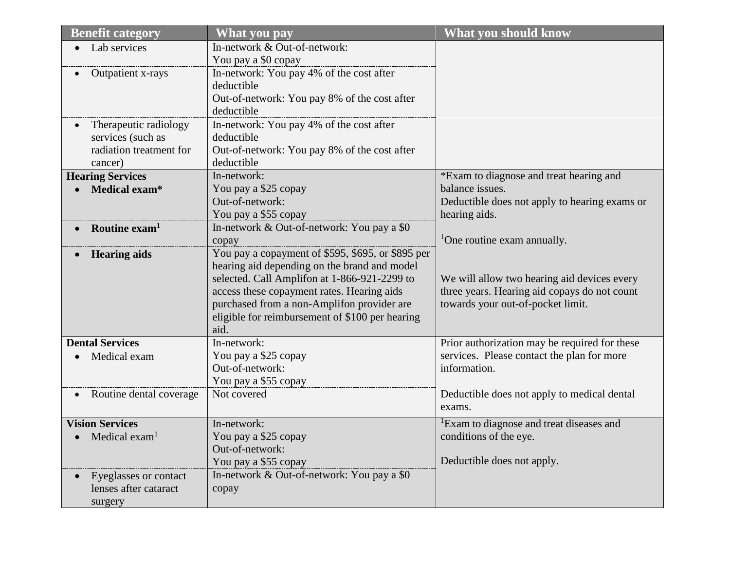| Benefit category | What you pay | What you should know |
|---|---|---|
| • Lab services | In-network & Out-of-network:<br>You pay a $0 copay | |
| • Outpatient x-rays | In-network: You pay 4% of the cost after deductible<br>Out-of-network: You pay 8% of the cost after deductible | |
| • Therapeutic radiology services (such as radiation treatment for cancer) | In-network: You pay 4% of the cost after deductible<br>Out-of-network: You pay 8% of the cost after deductible | |
| **Hearing Services**<br>• **Medical exam*** | In-network:<br>You pay a $25 copay<br>Out-of-network:<br>You pay a $55 copay | *Exam to diagnose and treat hearing and balance issues.<br>Deductible does not apply to hearing exams or hearing aids. |
| • **Routine exam**[1] | In-network & Out-of-network: You pay a $0 copay | [1]One routine exam annually. |
| • **Hearing aids** | You pay a copayment of $595, $695, or $895 per hearing aid depending on the brand and model selected. Call Amplifon at 1-866-921-2299 to access these copayment rates. Hearing aids purchased from a non-Amplifon provider are eligible for reimbursement of $100 per hearing aid. | We will allow two hearing aid devices every three years. Hearing aid copays do not count towards your out-of-pocket limit. |
| **Dental Services**<br>• Medical exam | In-network:<br>You pay a $25 copay<br>Out-of-network:<br>You pay a $55 copay | Prior authorization may be required for these services. Please contact the plan for more information. |
| • Routine dental coverage | Not covered | Deductible does not apply to medical dental exams. |
| **Vision Services**<br>• Medical exam[1] | In-network:<br>You pay a $25 copay<br>Out-of-network:<br>You pay a $55 copay | [1]Exam to diagnose and treat diseases and conditions of the eye.<br><br>Deductible does not apply. |
| • Eyeglasses or contact lenses after cataract surgery | In-network & Out-of-network: You pay a $0 copay | |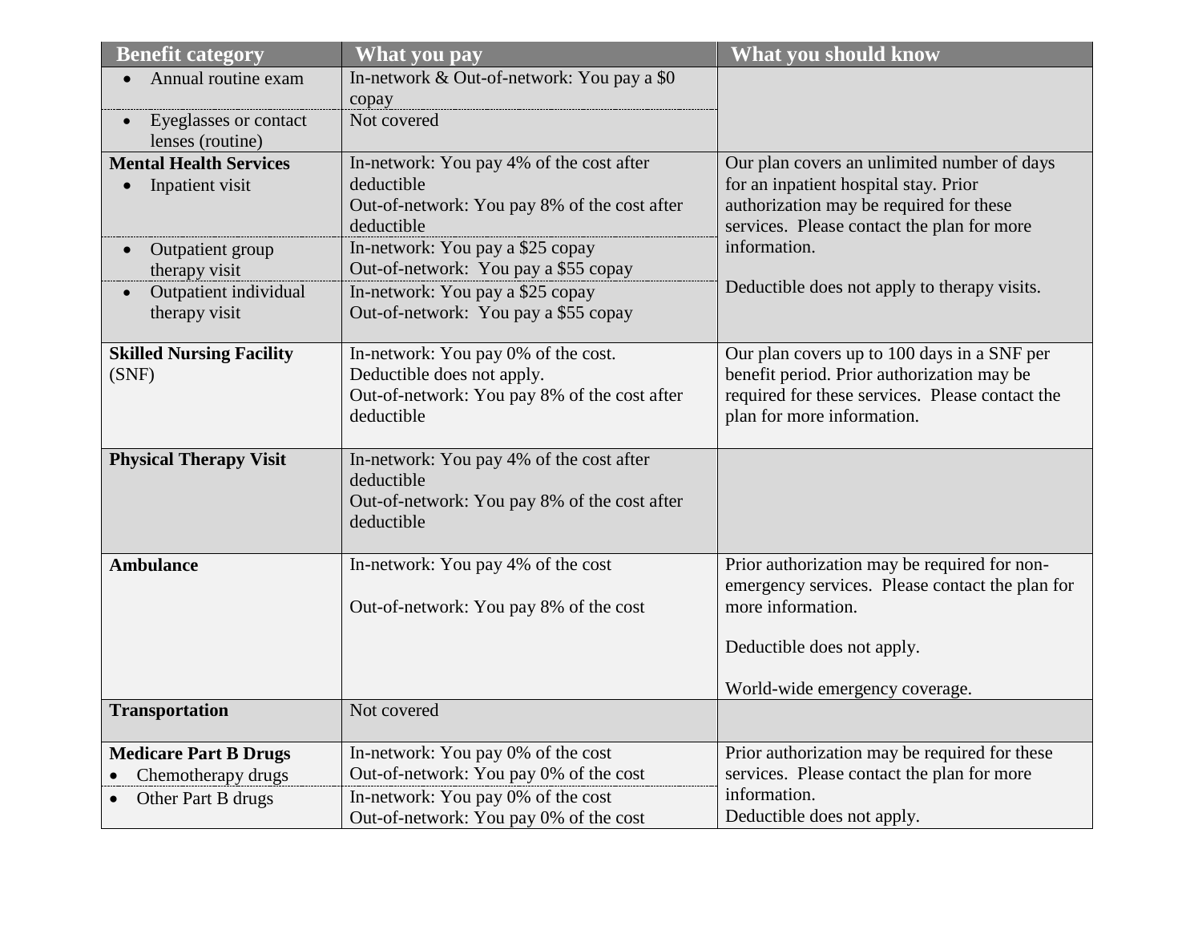| Benefit category | What you pay | What you should know |
|---|---|---|
| • Annual routine exam | In-network & Out-of-network: You pay a $0 copay | |
| • Eyeglasses or contact lenses (routine) | Not covered | |
| **Mental Health Services**<br>• Inpatient visit | In-network: You pay 4% of the cost after deductible<br>Out-of-network: You pay 8% of the cost after deductible | Our plan covers an unlimited number of days for an inpatient hospital stay. Prior authorization may be required for these services. Please contact the plan for more information.<br><br>Deductible does not apply to therapy visits. |
| • Outpatient group therapy visit | In-network: You pay a $25 copay<br>Out-of-network: You pay a $55 copay | |
| • Outpatient individual therapy visit | In-network: You pay a $25 copay<br>Out-of-network: You pay a $55 copay | |
| **Skilled Nursing Facility** (SNF) | In-network: You pay 0% of the cost. Deductible does not apply.<br>Out-of-network: You pay 8% of the cost after deductible | Our plan covers up to 100 days in a SNF per benefit period. Prior authorization may be required for these services. Please contact the plan for more information. |
| **Physical Therapy Visit** | In-network: You pay 4% of the cost after deductible<br>Out-of-network: You pay 8% of the cost after deductible | |
| **Ambulance** | In-network: You pay 4% of the cost<br><br>Out-of-network: You pay 8% of the cost | Prior authorization may be required for non-emergency services. Please contact the plan for more information.<br><br>Deductible does not apply.<br><br>World-wide emergency coverage. |
| **Transportation** | Not covered | |
| **Medicare Part B Drugs**<br>• Chemotherapy drugs | In-network: You pay 0% of the cost<br>Out-of-network: You pay 0% of the cost | Prior authorization may be required for these services. Please contact the plan for more information.<br>Deductible does not apply. |
| • Other Part B drugs | In-network: You pay 0% of the cost<br>Out-of-network: You pay 0% of the cost | |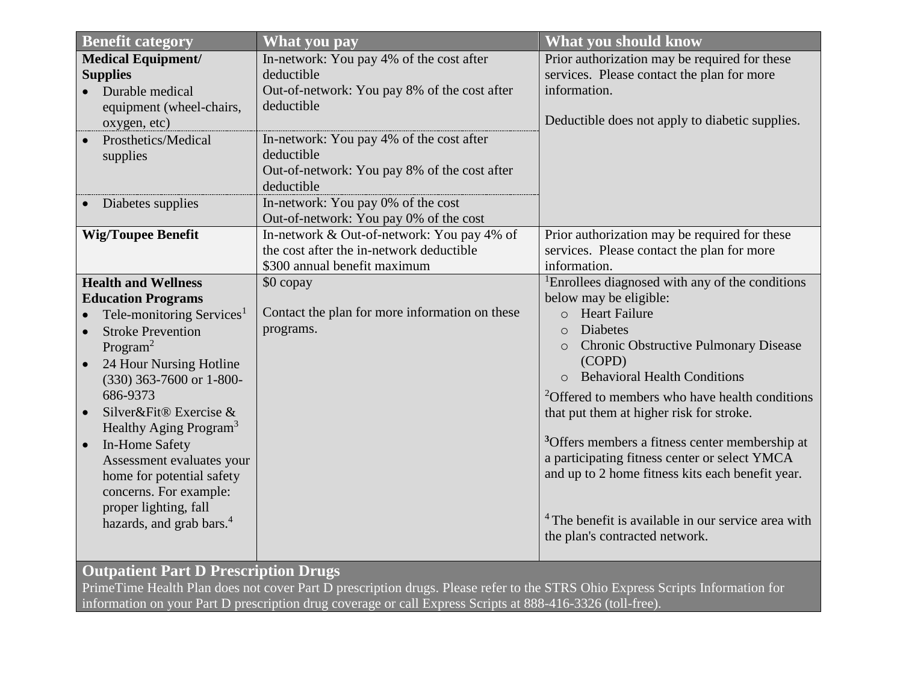| Benefit category | What you pay | What you should know |
|---|---|---|
| **Medical Equipment/ Supplies**<br>• Durable medical equipment (wheel-chairs, oxygen, etc) | In-network: You pay 4% of the cost after deductible<br>Out-of-network: You pay 8% of the cost after deductible | Prior authorization may be required for these services. Please contact the plan for more information.<br><br>Deductible does not apply to diabetic supplies. |
| • Prosthetics/Medical supplies | In-network: You pay 4% of the cost after deductible<br>Out-of-network: You pay 8% of the cost after deductible | |
| • Diabetes supplies | In-network: You pay 0% of the cost<br>Out-of-network: You pay 0% of the cost | |
| **Wig/Toupee Benefit** | In-network & Out-of-network: You pay 4% of the cost after the in-network deductible<br>$300 annual benefit maximum | Prior authorization may be required for these services. Please contact the plan for more information. |
| **Health and Wellness Education Programs**<br>• Tele-monitoring Services[1]<br>• Stroke Prevention Program[2]<br>• 24 Hour Nursing Hotline (330) 363-7600 or 1-800-686-9373<br>• Silver&Fit® Exercise & Healthy Aging Program[3]<br>• In-Home Safety Assessment evaluates your home for potential safety concerns. For example: proper lighting, fall hazards, and grab bars.[4] | $0 copay<br><br>Contact the plan for more information on these programs. | [1]Enrollees diagnosed with any of the conditions below may be eligible:<br>○ Heart Failure<br>○ Diabetes<br>○ Chronic Obstructive Pulmonary Disease (COPD)<br>○ Behavioral Health Conditions<br><br>[2]Offered to members who have health conditions that put them at higher risk for stroke.<br><br>[3]Offers members a fitness center membership at a participating fitness center or select YMCA and up to 2 home fitness kits each benefit year.<br><br>[4] The benefit is available in our service area with the plan's contracted network. |

## Outpatient Part D Prescription Drugs

PrimeTime Health Plan does not cover Part D prescription drugs. Please refer to the STRS Ohio Express Scripts Information for information on your Part D prescription drug coverage or call Express Scripts at 888-416-3326 (toll-free).